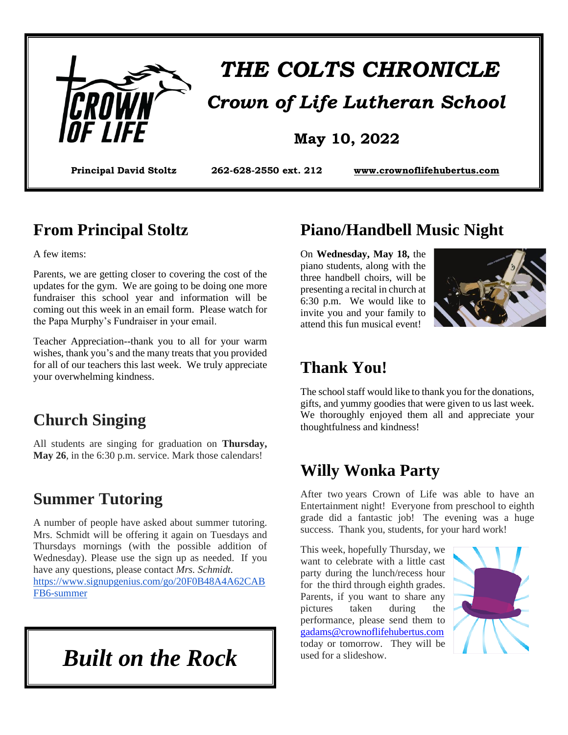# THE COLTS CHRONICLE

## Crown of Life Lutheran School

**May 10, 2022**

**Principal David Stoltz** **262-628-2550 ext. 212** **www.crownoflifehubertus.com**

## From Principal Stoltz

A few items:

Parents, we are getting closer to covering the cost of the updates for the gym. We are going to be doing one more fundraiser this school year and information will be coming out this week in an email form. Please watch for the Papa Murphy's Fundraiser in your email.

Teacher Appreciation--thank you to all for your warm wishes, thank you's and the many treats that you provided for all of our teachers this last week. We truly appreciate your overwhelming kindness.

## Church Singing

All students are singing for graduation on **Thursday, May 26**, in the 6:30 p.m. service. Mark those calendars!

## Summer Tutoring

A number of people have asked about summer tutoring. Mrs. Schmidt will be offering it again on Tuesdays and Thursdays mornings (with the possible addition of Wednesday). Please use the sign up as needed. If you have any questions, please contact *Mrs. Schmidt.* https://www.signupgenius.com/go/20F0B48A4A62CABFB6-summer

*Built on the Rock*

## Piano/Handbell Music Night

On **Wednesday, May 18,** the piano students, along with the three handbell choirs, will be presenting a recital in church at 6:30 p.m. We would like to invite you and your family to attend this fun musical event!

## Thank You!

The school staff would like to thank you for the donations, gifts, and yummy goodies that were given to us last week. We thoroughly enjoyed them all and appreciate your thoughtfulness and kindness!

## Willy Wonka Party

After two years Crown of Life was able to have an Entertainment night! Everyone from preschool to eighth grade did a fantastic job! The evening was a huge success. Thank you, students, for your hard work!

This week, hopefully Thursday, we want to celebrate with a little cast party during the lunch/recess hour for the third through eighth grades. Parents, if you want to share any pictures taken during the performance, please send them to gadams@crownoflifehubertus.com today or tomorrow. They will be used for a slideshow.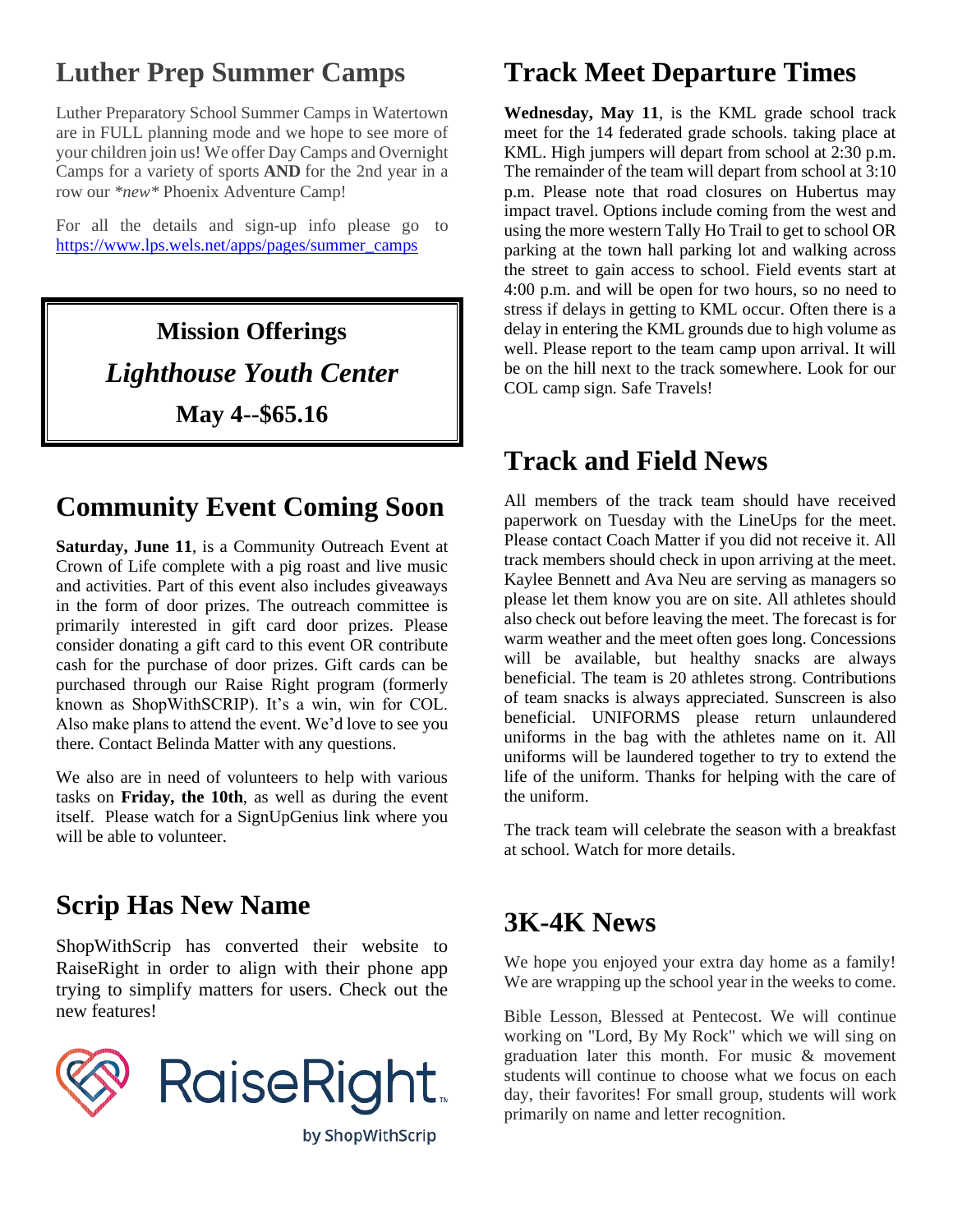## Luther Prep Summer Camps

Luther Preparatory School Summer Camps in Watertown are in FULL planning mode and we hope to see more of your children join us! We offer Day Camps and Overnight Camps for a variety of sports **AND** for the 2nd year in a row our *\*new\** Phoenix Adventure Camp!

For all the details and sign-up info please go to https://www.lps.wels.net/apps/pages/summer_camps

**Mission Offerings**

***Lighthouse Youth Center***

**May 4--$65.16**

## Community Event Coming Soon

**Saturday, June 11**, is a Community Outreach Event at Crown of Life complete with a pig roast and live music and activities. Part of this event also includes giveaways in the form of door prizes. The outreach committee is primarily interested in gift card door prizes. Please consider donating a gift card to this event OR contribute cash for the purchase of door prizes. Gift cards can be purchased through our Raise Right program (formerly known as ShopWithSCRIP). It's a win, win for COL. Also make plans to attend the event. We'd love to see you there. Contact Belinda Matter with any questions.

We also are in need of volunteers to help with various tasks on **Friday, the 10th**, as well as during the event itself. Please watch for a SignUpGenius link where you will be able to volunteer.

## Scrip Has New Name

ShopWithScrip has converted their website to RaiseRight in order to align with their phone app trying to simplify matters for users. Check out the new features!

RaiseRight by ShopWithScrip

## Track Meet Departure Times

**Wednesday, May 11**, is the KML grade school track meet for the 14 federated grade schools. taking place at KML. High jumpers will depart from school at 2:30 p.m. The remainder of the team will depart from school at 3:10 p.m. Please note that road closures on Hubertus may impact travel. Options include coming from the west and using the more western Tally Ho Trail to get to school OR parking at the town hall parking lot and walking across the street to gain access to school. Field events start at 4:00 p.m. and will be open for two hours, so no need to stress if delays in getting to KML occur. Often there is a delay in entering the KML grounds due to high volume as well. Please report to the team camp upon arrival. It will be on the hill next to the track somewhere. Look for our COL camp sign. Safe Travels!

## Track and Field News

All members of the track team should have received paperwork on Tuesday with the LineUps for the meet. Please contact Coach Matter if you did not receive it. All track members should check in upon arriving at the meet. Kaylee Bennett and Ava Neu are serving as managers so please let them know you are on site. All athletes should also check out before leaving the meet. The forecast is for warm weather and the meet often goes long. Concessions will be available, but healthy snacks are always beneficial. The team is 20 athletes strong. Contributions of team snacks is always appreciated. Sunscreen is also beneficial. UNIFORMS please return unlaundered uniforms in the bag with the athletes name on it. All uniforms will be laundered together to try to extend the life of the uniform. Thanks for helping with the care of the uniform.

The track team will celebrate the season with a breakfast at school. Watch for more details.

## 3K-4K News

We hope you enjoyed your extra day home as a family! We are wrapping up the school year in the weeks to come.

Bible Lesson, Blessed at Pentecost. We will continue working on "Lord, By My Rock" which we will sing on graduation later this month. For music & movement students will continue to choose what we focus on each day, their favorites! For small group, students will work primarily on name and letter recognition.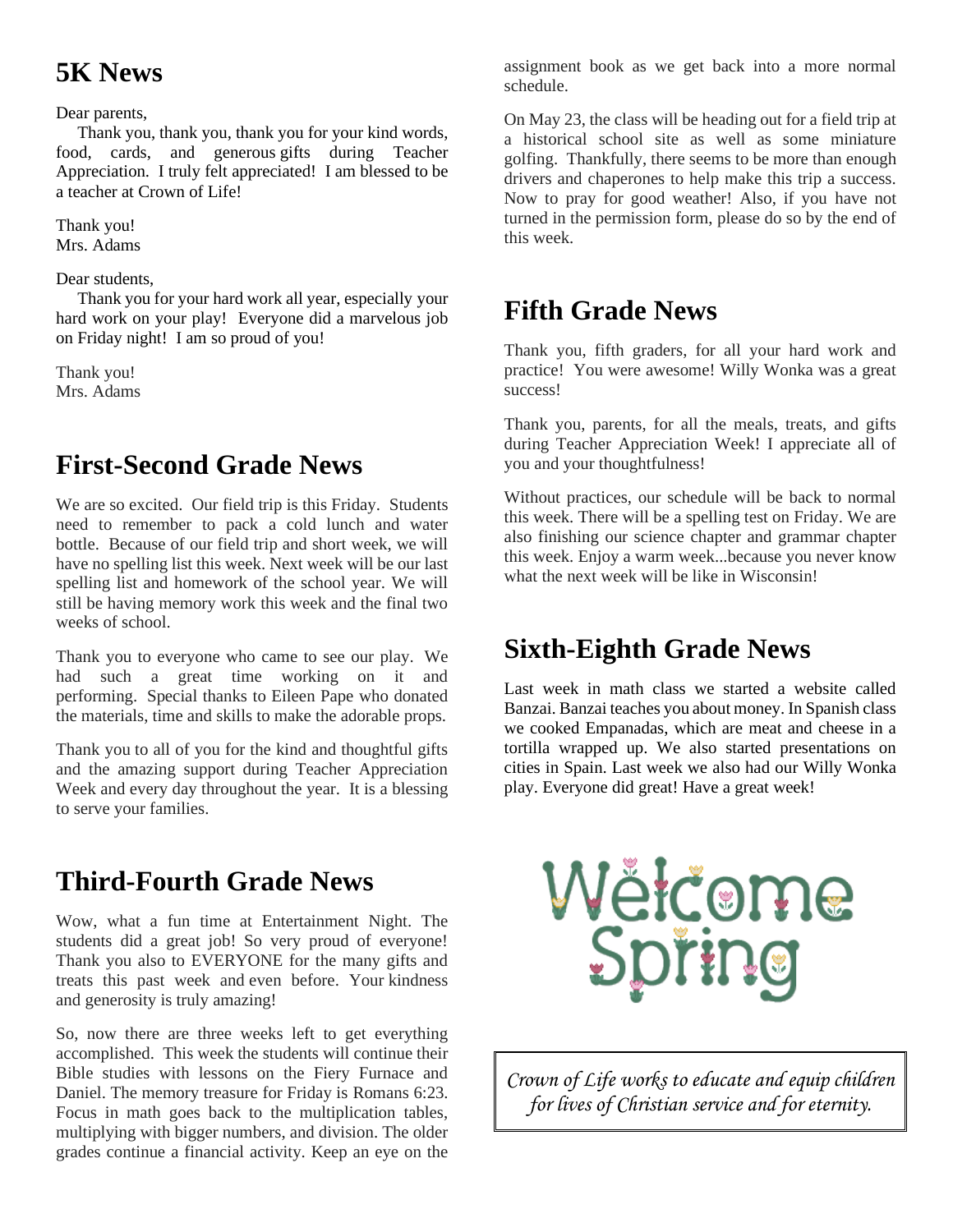## 5K News

Dear parents,

Thank you, thank you, thank you for your kind words, food, cards, and generous gifts during Teacher Appreciation. I truly felt appreciated! I am blessed to be a teacher at Crown of Life!

Thank you!
Mrs. Adams

Dear students,

Thank you for your hard work all year, especially your hard work on your play! Everyone did a marvelous job on Friday night! I am so proud of you!

Thank you!
Mrs. Adams

## First-Second Grade News

We are so excited. Our field trip is this Friday. Students need to remember to pack a cold lunch and water bottle. Because of our field trip and short week, we will have no spelling list this week. Next week will be our last spelling list and homework of the school year. We will still be having memory work this week and the final two weeks of school.

Thank you to everyone who came to see our play. We had such a great time working on it and performing. Special thanks to Eileen Pape who donated the materials, time and skills to make the adorable props.

Thank you to all of you for the kind and thoughtful gifts and the amazing support during Teacher Appreciation Week and every day throughout the year. It is a blessing to serve your families.

## Third-Fourth Grade News

Wow, what a fun time at Entertainment Night. The students did a great job! So very proud of everyone! Thank you also to EVERYONE for the many gifts and treats this past week and even before. Your kindness and generosity is truly amazing!

So, now there are three weeks left to get everything accomplished. This week the students will continue their Bible studies with lessons on the Fiery Furnace and Daniel. The memory treasure for Friday is Romans 6:23. Focus in math goes back to the multiplication tables, multiplying with bigger numbers, and division. The older grades continue a financial activity. Keep an eye on the assignment book as we get back into a more normal schedule.

On May 23, the class will be heading out for a field trip at a historical school site as well as some miniature golfing. Thankfully, there seems to be more than enough drivers and chaperones to help make this trip a success. Now to pray for good weather! Also, if you have not turned in the permission form, please do so by the end of this week.

## Fifth Grade News

Thank you, fifth graders, for all your hard work and practice! You were awesome! Willy Wonka was a great success!

Thank you, parents, for all the meals, treats, and gifts during Teacher Appreciation Week! I appreciate all of you and your thoughtfulness!

Without practices, our schedule will be back to normal this week. There will be a spelling test on Friday. We are also finishing our science chapter and grammar chapter this week. Enjoy a warm week...because you never know what the next week will be like in Wisconsin!

## Sixth-Eighth Grade News

Last week in math class we started a website called Banzai. Banzai teaches you about money. In Spanish class we cooked Empanadas, which are meat and cheese in a tortilla wrapped up. We also started presentations on cities in Spain. Last week we also had our Willy Wonka play. Everyone did great! Have a great week!

Welcome Spring

*Crown of Life works to educate and equip children for lives of Christian service and for eternity.*